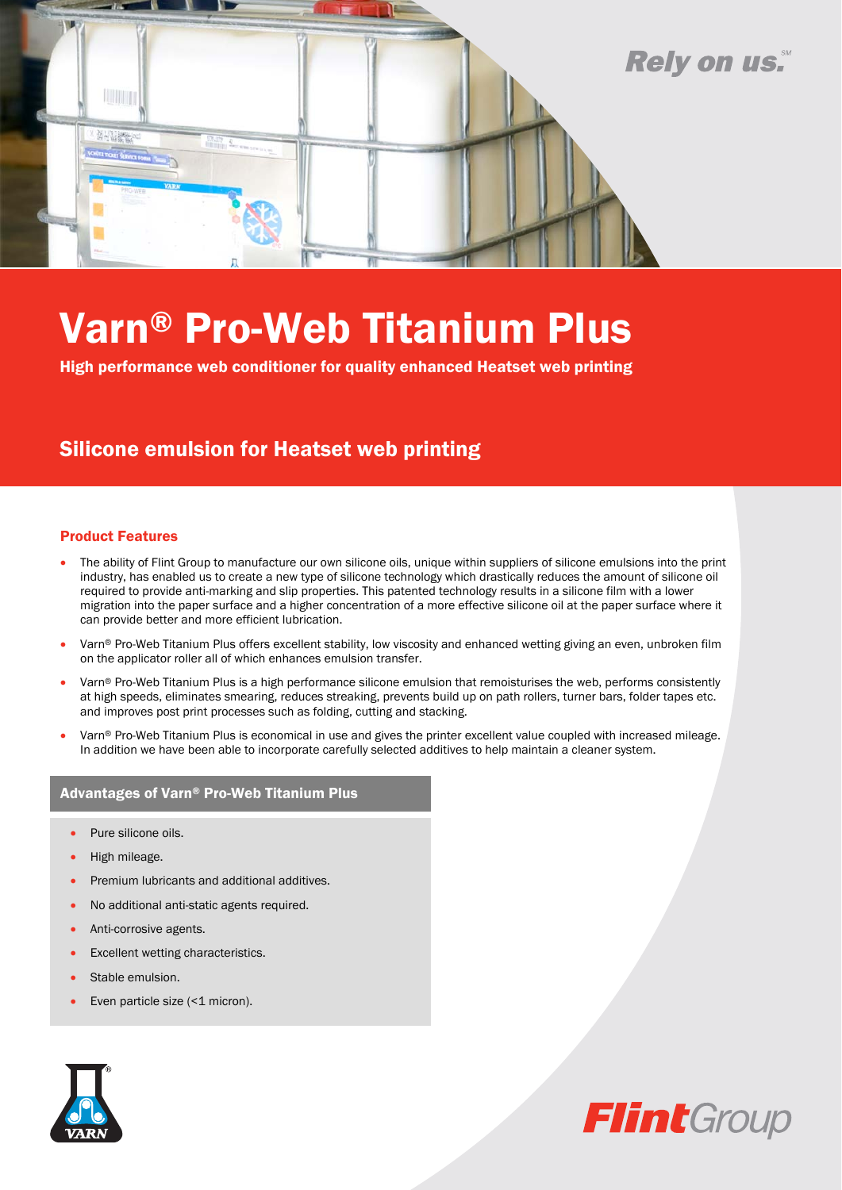Rely on us.℠

# Varn® Pro-Web Titanium Plus

**High performance web conditioner for quality enhanced Heatset web printing**

## Silicone emulsion for Heatset web printing

### Product Features

- The ability of Flint Group to manufacture our own silicone oils, unique within suppliers of silicone emulsions into the print industry, has enabled us to create a new type of silicone technology which drastically reduces the amount of silicone oil required to provide anti-marking and slip properties. This patented technology results in a silicone film with a lower migration into the paper surface and a higher concentration of a more effective silicone oil at the paper surface where it can provide better and more efficient lubrication.
- Varn® Pro-Web Titanium Plus offers excellent stability, low viscosity and enhanced wetting giving an even, unbroken film on the applicator roller all of which enhances emulsion transfer.
- Varn® Pro-Web Titanium Plus is a high performance silicone emulsion that remoisturises the web, performs consistently at high speeds, eliminates smearing, reduces streaking, prevents build up on path rollers, turner bars, folder tapes etc. and improves post print processes such as folding, cutting and stacking.
- Varn® Pro-Web Titanium Plus is economical in use and gives the printer excellent value coupled with increased mileage. In addition we have been able to incorporate carefully selected additives to help maintain a cleaner system.

### Advantages of Varn® Pro-Web Titanium Plus

- Pure silicone oils.
- High mileage.
- Premium lubricants and additional additives.
- No additional anti-static agents required.
- Anti-corrosive agents.
- Excellent wetting characteristics.
- Stable emulsion.
- Even particle size (<1 micron).

VARN®

FlintGroup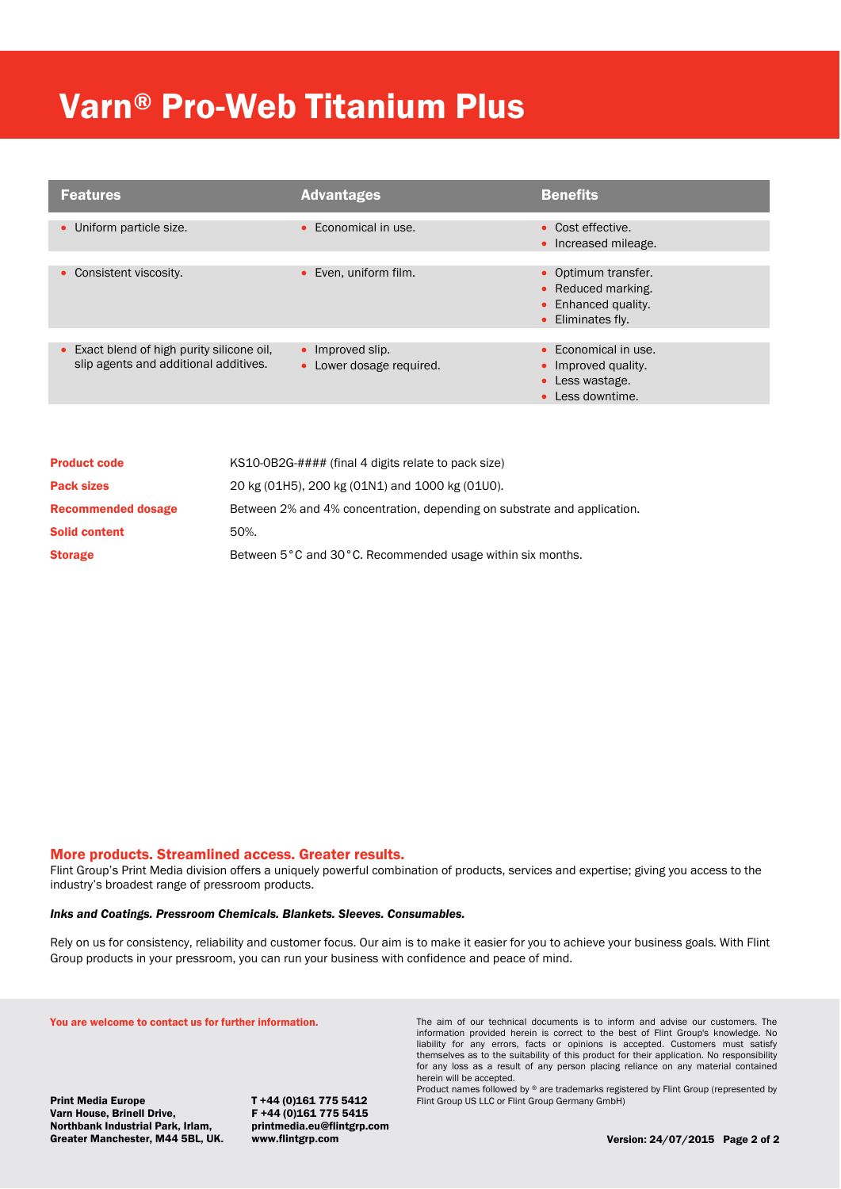# Varn® Pro-Web Titanium Plus

| Features | Advantages | Benefits |
|---|---|---|
| • Uniform particle size. | • Economical in use. | • Cost effective.<br>• Increased mileage. |
| • Consistent viscosity. | • Even, uniform film. | • Optimum transfer.<br>• Reduced marking.<br>• Enhanced quality.<br>• Eliminates fly. |
| • Exact blend of high purity silicone oil, slip agents and additional additives. | • Improved slip.<br>• Lower dosage required. | • Economical in use.<br>• Improved quality.<br>• Less wastage.<br>• Less downtime. |

| | |
|---|---|
| **Product code** | KS10-0B2G-#### (final 4 digits relate to pack size) |
| **Pack sizes** | 20 kg (01H5), 200 kg (01N1) and 1000 kg (01U0). |
| **Recommended dosage** | Between 2% and 4% concentration, depending on substrate and application. |
| **Solid content** | 50%. |
| **Storage** | Between 5°C and 30°C. Recommended usage within six months. |

## More products. Streamlined access. Greater results.

Flint Group's Print Media division offers a uniquely powerful combination of products, services and expertise; giving you access to the industry's broadest range of pressroom products.

***Inks and Coatings. Pressroom Chemicals. Blankets. Sleeves. Consumables.***

Rely on us for consistency, reliability and customer focus. Our aim is to make it easier for you to achieve your business goals. With Flint Group products in your pressroom, you can run your business with confidence and peace of mind.

**You are welcome to contact us for further information.**

**Print Media Europe**
**Varn House, Brinell Drive,**
**Northbank Industrial Park, Irlam,**
**Greater Manchester, M44 5BL, UK.**

**T +44 (0)161 775 5412**
**F +44 (0)161 775 5415**
**printmedia.eu@flintgrp.com**
**www.flintgrp.com**

The aim of our technical documents is to inform and advise our customers. The information provided herein is correct to the best of Flint Group's knowledge. No liability for any errors, facts or opinions is accepted. Customers must satisfy themselves as to the suitability of this product for their application. No responsibility for any loss as a result of any person placing reliance on any material contained herein will be accepted.
Product names followed by ® are trademarks registered by Flint Group (represented by Flint Group US LLC or Flint Group Germany GmbH)

**Version: 24/07/2015**